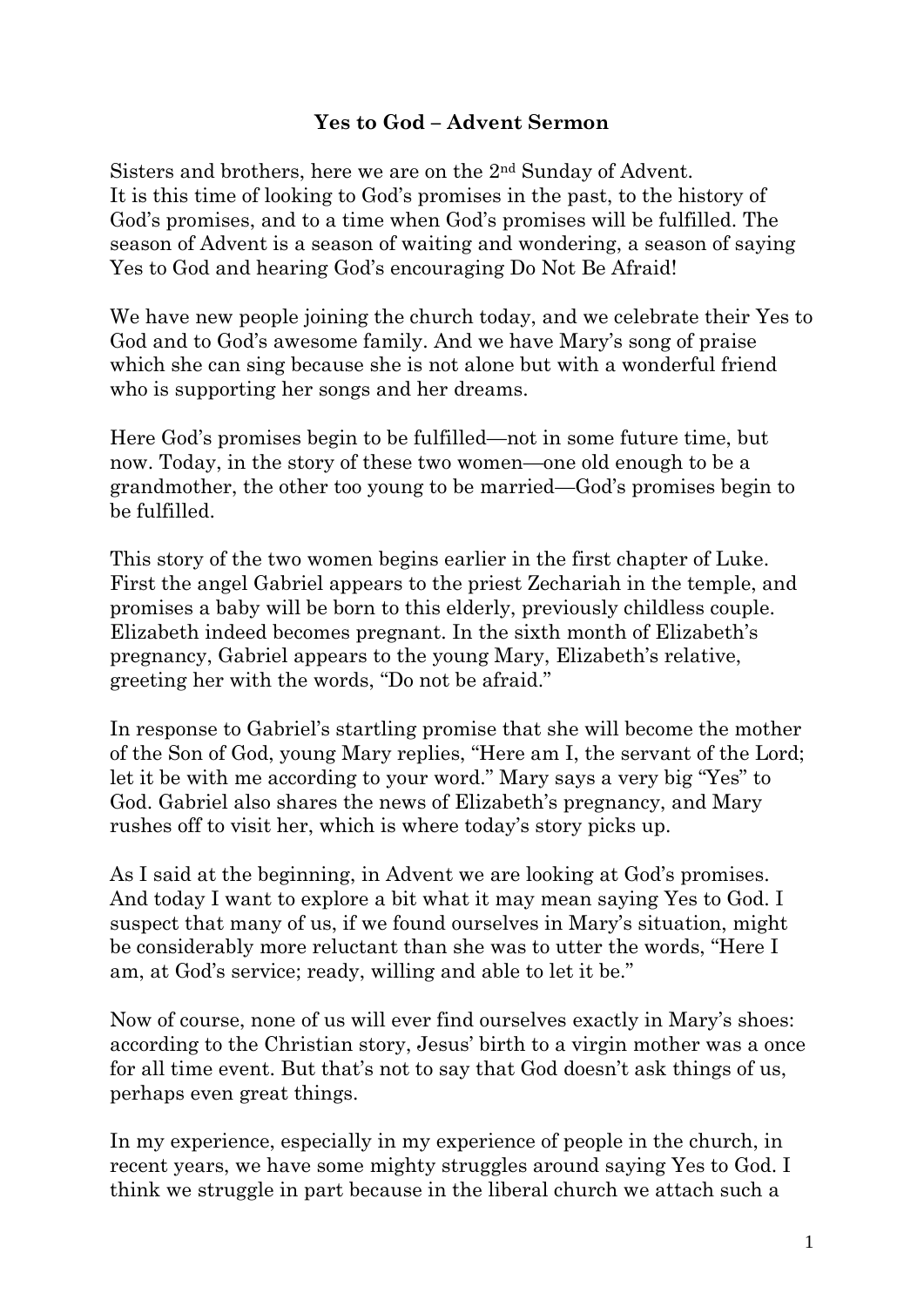**Yes to God – Advent Sermon**

Sisters and brothers, here we are on the 2nd Sunday of Advent. It is this time of looking to God's promises in the past, to the history of God's promises, and to a time when God's promises will be fulfilled. The season of Advent is a season of waiting and wondering, a season of saying Yes to God and hearing God's encouraging Do Not Be Afraid!

We have new people joining the church today, and we celebrate their Yes to God and to God's awesome family. And we have Mary's song of praise which she can sing because she is not alone but with a wonderful friend who is supporting her songs and her dreams.

Here God's promises begin to be fulfilled—not in some future time, but now. Today, in the story of these two women—one old enough to be a grandmother, the other too young to be married—God's promises begin to be fulfilled.

This story of the two women begins earlier in the first chapter of Luke. First the angel Gabriel appears to the priest Zechariah in the temple, and promises a baby will be born to this elderly, previously childless couple. Elizabeth indeed becomes pregnant. In the sixth month of Elizabeth's pregnancy, Gabriel appears to the young Mary, Elizabeth's relative, greeting her with the words, "Do not be afraid."

In response to Gabriel's startling promise that she will become the mother of the Son of God, young Mary replies, "Here am I, the servant of the Lord; let it be with me according to your word." Mary says a very big "Yes" to God. Gabriel also shares the news of Elizabeth's pregnancy, and Mary rushes off to visit her, which is where today's story picks up.

As I said at the beginning, in Advent we are looking at God's promises. And today I want to explore a bit what it may mean saying Yes to God. I suspect that many of us, if we found ourselves in Mary's situation, might be considerably more reluctant than she was to utter the words, "Here I am, at God's service; ready, willing and able to let it be."

Now of course, none of us will ever find ourselves exactly in Mary's shoes: according to the Christian story, Jesus' birth to a virgin mother was a once for all time event. But that's not to say that God doesn't ask things of us, perhaps even great things.

In my experience, especially in my experience of people in the church, in recent years, we have some mighty struggles around saying Yes to God. I think we struggle in part because in the liberal church we attach such a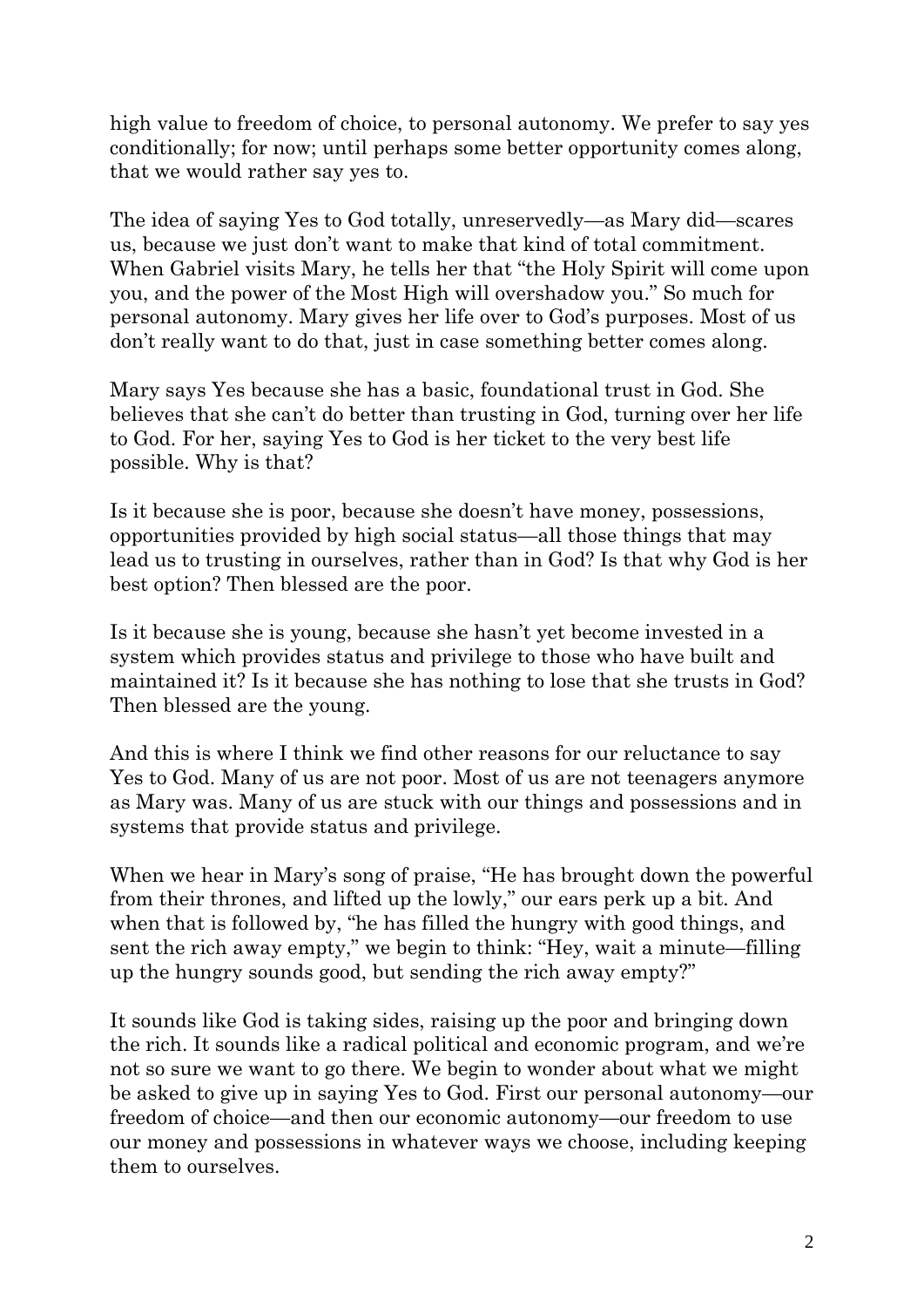high value to freedom of choice, to personal autonomy. We prefer to say yes conditionally; for now; until perhaps some better opportunity comes along, that we would rather say yes to.

The idea of saying Yes to God totally, unreservedly—as Mary did—scares us, because we just don't want to make that kind of total commitment. When Gabriel visits Mary, he tells her that "the Holy Spirit will come upon you, and the power of the Most High will overshadow you." So much for personal autonomy. Mary gives her life over to God's purposes. Most of us don't really want to do that, just in case something better comes along.

Mary says Yes because she has a basic, foundational trust in God. She believes that she can't do better than trusting in God, turning over her life to God. For her, saying Yes to God is her ticket to the very best life possible. Why is that?

Is it because she is poor, because she doesn't have money, possessions, opportunities provided by high social status—all those things that may lead us to trusting in ourselves, rather than in God? Is that why God is her best option? Then blessed are the poor.

Is it because she is young, because she hasn't yet become invested in a system which provides status and privilege to those who have built and maintained it? Is it because she has nothing to lose that she trusts in God? Then blessed are the young.

And this is where I think we find other reasons for our reluctance to say Yes to God. Many of us are not poor. Most of us are not teenagers anymore as Mary was. Many of us are stuck with our things and possessions and in systems that provide status and privilege.

When we hear in Mary's song of praise, "He has brought down the powerful from their thrones, and lifted up the lowly," our ears perk up a bit. And when that is followed by, "he has filled the hungry with good things, and sent the rich away empty," we begin to think: "Hey, wait a minute—filling up the hungry sounds good, but sending the rich away empty?"

It sounds like God is taking sides, raising up the poor and bringing down the rich. It sounds like a radical political and economic program, and we're not so sure we want to go there. We begin to wonder about what we might be asked to give up in saying Yes to God. First our personal autonomy—our freedom of choice—and then our economic autonomy—our freedom to use our money and possessions in whatever ways we choose, including keeping them to ourselves.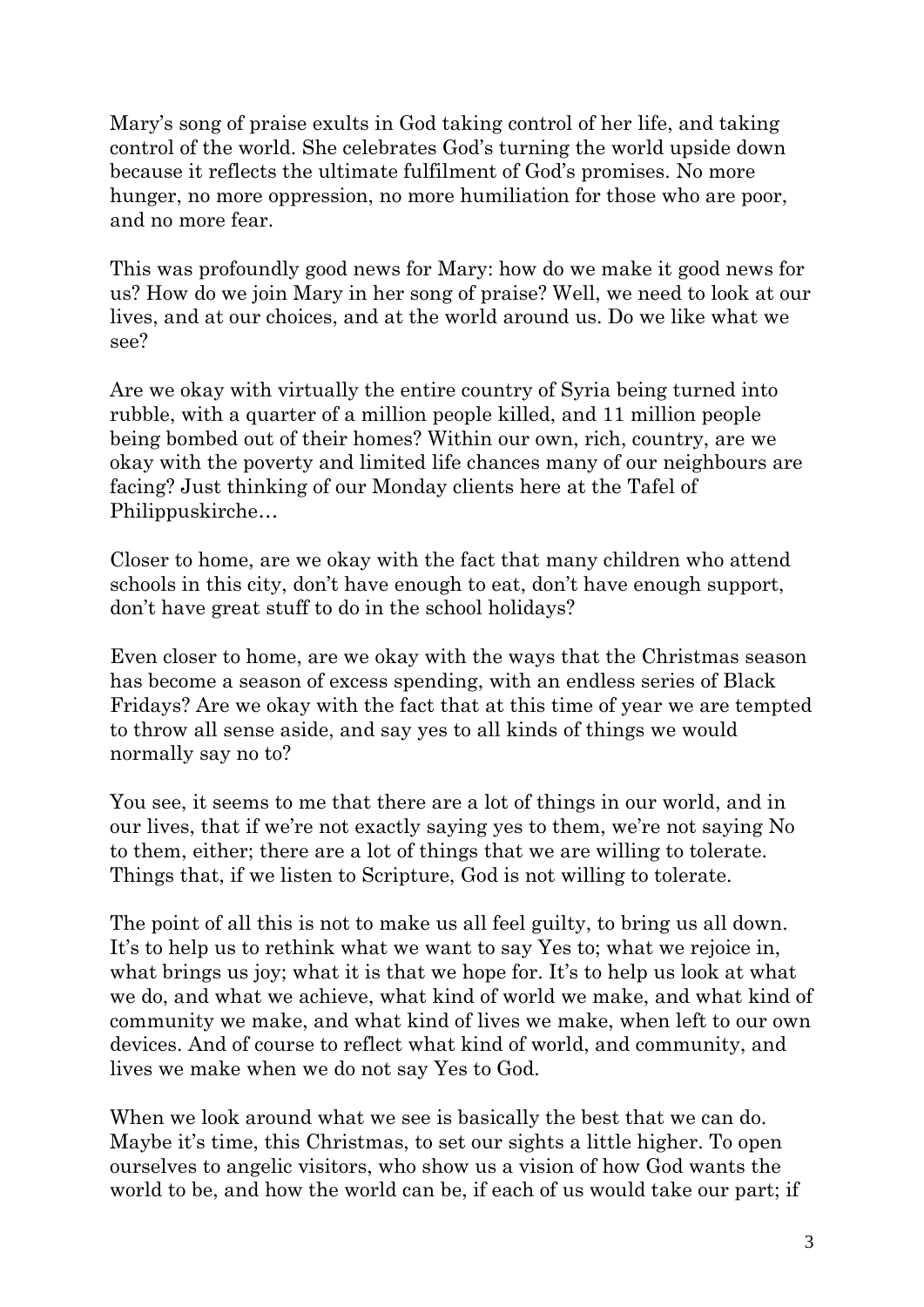Mary's song of praise exults in God taking control of her life, and taking control of the world. She celebrates God's turning the world upside down because it reflects the ultimate fulfilment of God's promises. No more hunger, no more oppression, no more humiliation for those who are poor, and no more fear.

This was profoundly good news for Mary: how do we make it good news for us? How do we join Mary in her song of praise? Well, we need to look at our lives, and at our choices, and at the world around us. Do we like what we see?

Are we okay with virtually the entire country of Syria being turned into rubble, with a quarter of a million people killed, and 11 million people being bombed out of their homes? Within our own, rich, country, are we okay with the poverty and limited life chances many of our neighbours are facing? Just thinking of our Monday clients here at the Tafel of Philippuskirche…

Closer to home, are we okay with the fact that many children who attend schools in this city, don't have enough to eat, don't have enough support, don't have great stuff to do in the school holidays?

Even closer to home, are we okay with the ways that the Christmas season has become a season of excess spending, with an endless series of Black Fridays? Are we okay with the fact that at this time of year we are tempted to throw all sense aside, and say yes to all kinds of things we would normally say no to?

You see, it seems to me that there are a lot of things in our world, and in our lives, that if we're not exactly saying yes to them, we're not saying No to them, either; there are a lot of things that we are willing to tolerate. Things that, if we listen to Scripture, God is not willing to tolerate.

The point of all this is not to make us all feel guilty, to bring us all down. It's to help us to rethink what we want to say Yes to; what we rejoice in, what brings us joy; what it is that we hope for. It's to help us look at what we do, and what we achieve, what kind of world we make, and what kind of community we make, and what kind of lives we make, when left to our own devices. And of course to reflect what kind of world, and community, and lives we make when we do not say Yes to God.

When we look around what we see is basically the best that we can do. Maybe it's time, this Christmas, to set our sights a little higher. To open ourselves to angelic visitors, who show us a vision of how God wants the world to be, and how the world can be, if each of us would take our part; if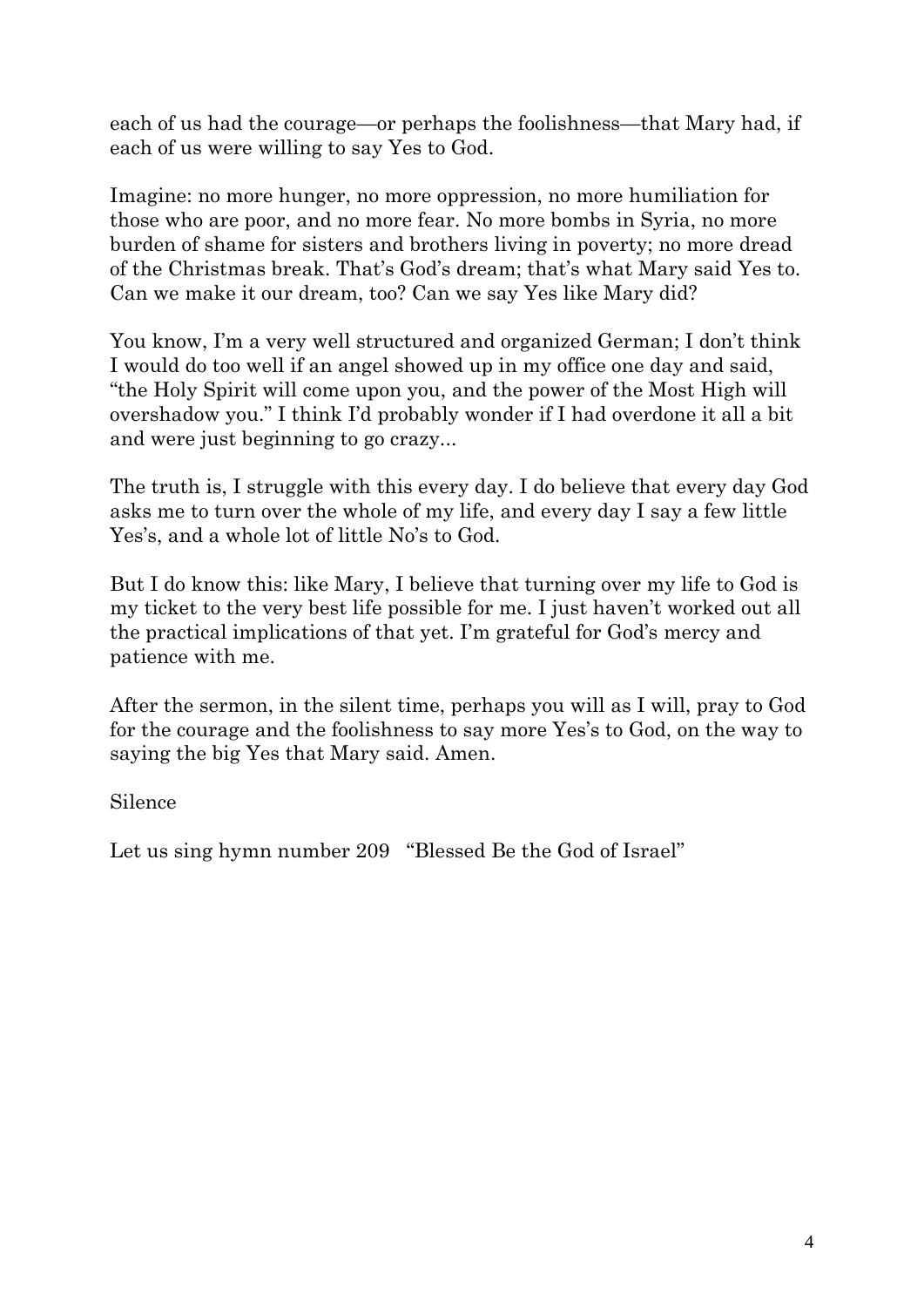each of us had the courage—or perhaps the foolishness—that Mary had, if each of us were willing to say Yes to God.

Imagine: no more hunger, no more oppression, no more humiliation for those who are poor, and no more fear. No more bombs in Syria, no more burden of shame for sisters and brothers living in poverty; no more dread of the Christmas break. That's God's dream; that's what Mary said Yes to. Can we make it our dream, too? Can we say Yes like Mary did?

You know, I'm a very well structured and organized German; I don't think I would do too well if an angel showed up in my office one day and said, "the Holy Spirit will come upon you, and the power of the Most High will overshadow you." I think I'd probably wonder if I had overdone it all a bit and were just beginning to go crazy...

The truth is, I struggle with this every day. I do believe that every day God asks me to turn over the whole of my life, and every day I say a few little Yes's, and a whole lot of little No's to God.

But I do know this: like Mary, I believe that turning over my life to God is my ticket to the very best life possible for me. I just haven't worked out all the practical implications of that yet. I'm grateful for God's mercy and patience with me.

After the sermon, in the silent time, perhaps you will as I will, pray to God for the courage and the foolishness to say more Yes's to God, on the way to saying the big Yes that Mary said. Amen.

Silence

Let us sing hymn number 209 "Blessed Be the God of Israel"